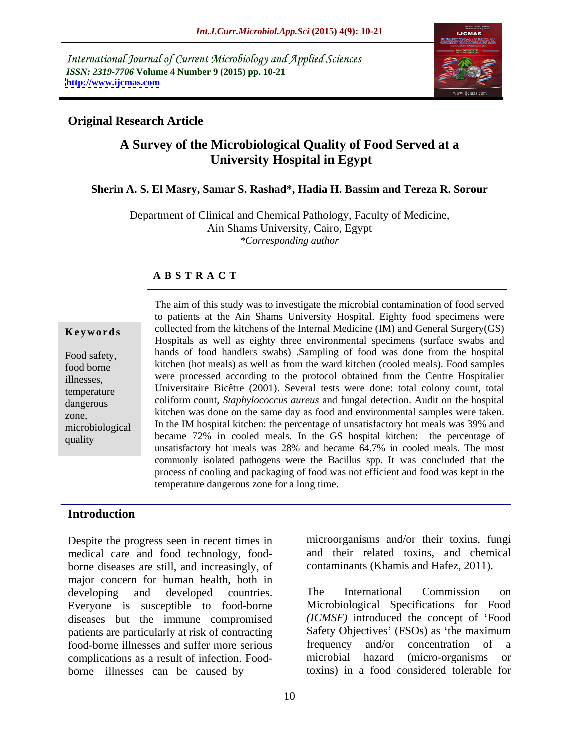International Journal of Current Microbiology and Applied Sciences
*ISSN: 2319-7706* **Volume 4 Number 9 (2015) pp. 10-21**
**http://www.ijcmas.com**

**Original Research Article**

# A Survey of the Microbiological Quality of Food Served at a University Hospital in Egypt

**Sherin A. S. El Masry, Samar S. Rashad\*, Hadia H. Bassim and Tereza R. Sorour**

Department of Clinical and Chemical Pathology, Faculty of Medicine, Ain Shams University, Cairo, Egypt
*\*Corresponding author*

## A B S T R A C T

**Keywords**

Food safety, food borne illnesses, temperature dangerous zone, microbiological quality

The aim of this study was to investigate the microbial contamination of food served to patients at the Ain Shams University Hospital. Eighty food specimens were collected from the kitchens of the Internal Medicine (IM) and General Surgery(GS) Hospitals as well as eighty three environmental specimens (surface swabs and hands of food handlers swabs) .Sampling of food was done from the hospital kitchen (hot meals) as well as from the ward kitchen (cooled meals). Food samples were processed according to the protocol obtained from the Centre Hospitalier Universitaire Bicêtre (2001). Several tests were done: total colony count, total coliform count, *Staphylococcus aureus* and fungal detection. Audit on the hospital kitchen was done on the same day as food and environmental samples were taken. In the IM hospital kitchen: the percentage of unsatisfactory hot meals was 39% and became 72% in cooled meals. In the GS hospital kitchen: the percentage of unsatisfactory hot meals was 28% and became 64.7% in cooled meals. The most commonly isolated pathogens were the Bacillus spp. It was concluded that the process of cooling and packaging of food was not efficient and food was kept in the temperature dangerous zone for a long time.

## Introduction

Despite the progress seen in recent times in medical care and food technology, food-borne diseases are still, and increasingly, of major concern for human health, both in developing and developed countries. Everyone is susceptible to food-borne diseases but the immune compromised patients are particularly at risk of contracting food-borne illnesses and suffer more serious complications as a result of infection. Food-borne illnesses can be caused by microorganisms and/or their toxins, fungi and their related toxins, and chemical contaminants (Khamis and Hafez, 2011).

The International Commission on Microbiological Specifications for Food *(ICMSF)* introduced the concept of 'Food Safety Objectives' (FSOs) as 'the maximum frequency and/or concentration of a microbial hazard (micro-organisms or toxins) in a food considered tolerable for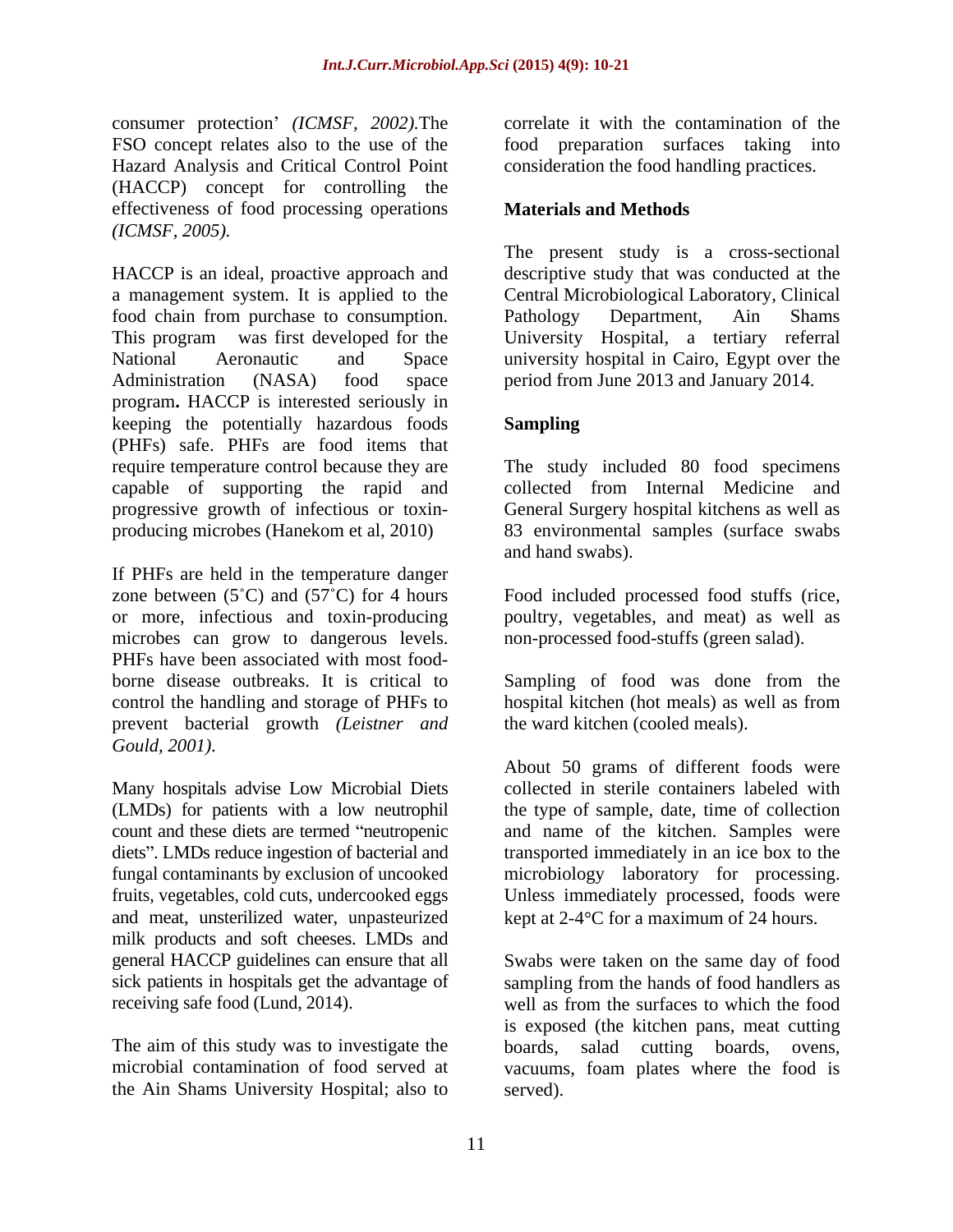consumer protection' *(ICMSF, 2002)*.The FSO concept relates also to the use of the Hazard Analysis and Critical Control Point (HACCP) concept for controlling the effectiveness of food processing operations *(ICMSF, 2005)*.

HACCP is an ideal, proactive approach and a management system. It is applied to the food chain from purchase to consumption. This program was first developed for the National Aeronautic and Space Administration (NASA) food space program**.** HACCP is interested seriously in keeping the potentially hazardous foods (PHFs) safe. PHFs are food items that require temperature control because they are capable of supporting the rapid and progressive growth of infectious or toxin-producing microbes (Hanekom et al, 2010)

If PHFs are held in the temperature danger zone between (5˚C) and (57˚C) for 4 hours or more, infectious and toxin-producing microbes can grow to dangerous levels. PHFs have been associated with most food-borne disease outbreaks. It is critical to control the handling and storage of PHFs to prevent bacterial growth *(Leistner and Gould, 2001)*.

Many hospitals advise Low Microbial Diets (LMDs) for patients with a low neutrophil count and these diets are termed "neutropenic diets". LMDs reduce ingestion of bacterial and fungal contaminants by exclusion of uncooked fruits, vegetables, cold cuts, undercooked eggs and meat, unsterilized water, unpasteurized milk products and soft cheeses. LMDs and general HACCP guidelines can ensure that all sick patients in hospitals get the advantage of receiving safe food (Lund, 2014).

The aim of this study was to investigate the microbial contamination of food served at the Ain Shams University Hospital; also to correlate it with the contamination of the food preparation surfaces taking into consideration the food handling practices.

## Materials and Methods

The present study is a cross-sectional descriptive study that was conducted at the Central Microbiological Laboratory, Clinical Pathology Department, Ain Shams University Hospital, a tertiary referral university hospital in Cairo, Egypt over the period from June 2013 and January 2014.

### Sampling

The study included 80 food specimens collected from Internal Medicine and General Surgery hospital kitchens as well as 83 environmental samples (surface swabs and hand swabs).

Food included processed food stuffs (rice, poultry, vegetables, and meat) as well as non-processed food-stuffs (green salad).

Sampling of food was done from the hospital kitchen (hot meals) as well as from the ward kitchen (cooled meals).

About 50 grams of different foods were collected in sterile containers labeled with the type of sample, date, time of collection and name of the kitchen. Samples were transported immediately in an ice box to the microbiology laboratory for processing. Unless immediately processed, foods were kept at 2-4°C for a maximum of 24 hours.

Swabs were taken on the same day of food sampling from the hands of food handlers as well as from the surfaces to which the food is exposed (the kitchen pans, meat cutting boards, salad cutting boards, ovens, vacuums, foam plates where the food is served).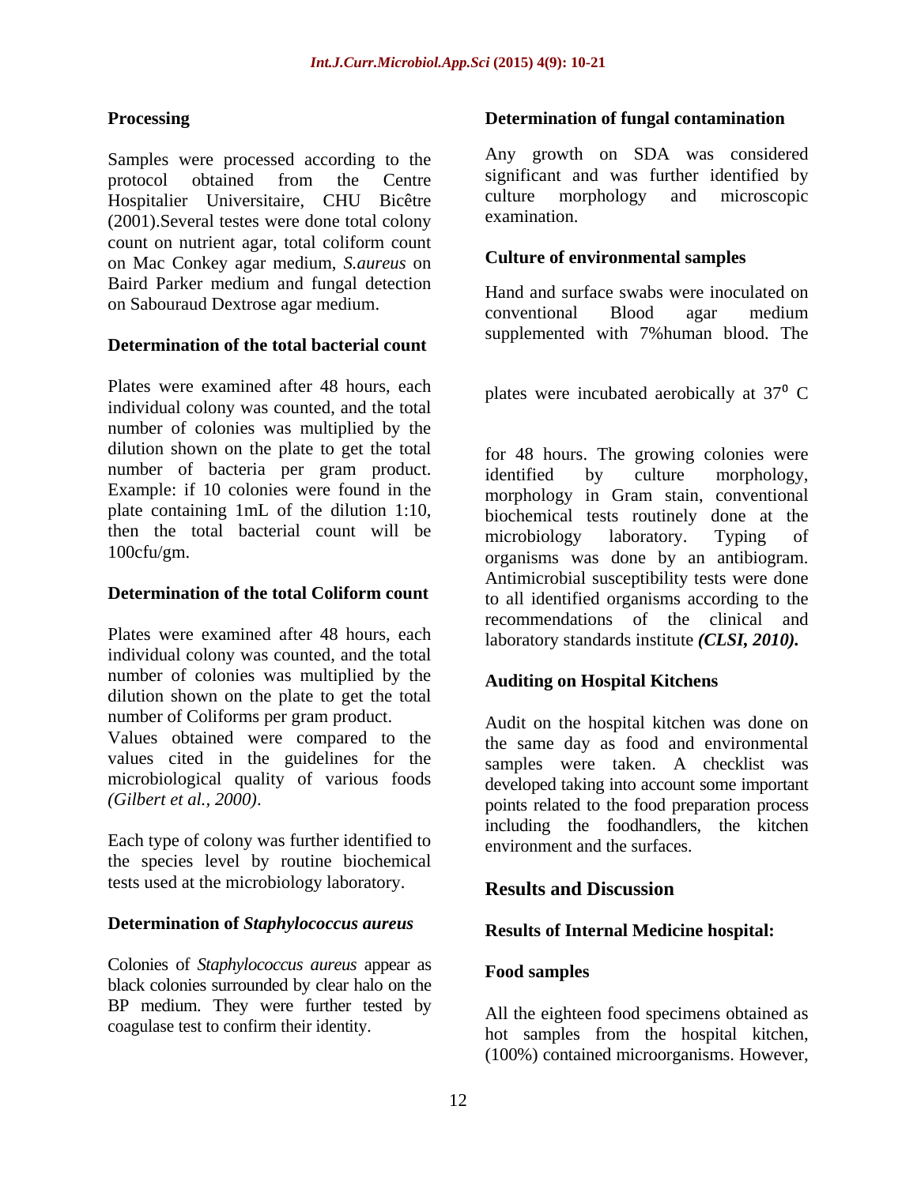### Processing

Samples were processed according to the protocol obtained from the Centre Hospitalier Universitaire, CHU Bicêtre (2001).Several testes were done total colony count on nutrient agar, total coliform count on Mac Conkey agar medium, *S.aureus* on Baird Parker medium and fungal detection on Sabouraud Dextrose agar medium.

### Determination of the total bacterial count

Plates were examined after 48 hours, each individual colony was counted, and the total number of colonies was multiplied by the dilution shown on the plate to get the total number of bacteria per gram product. Example: if 10 colonies were found in the plate containing 1mL of the dilution 1:10, then the total bacterial count will be 100cfu/gm.

### Determination of the total Coliform count

Plates were examined after 48 hours, each individual colony was counted, and the total number of colonies was multiplied by the dilution shown on the plate to get the total number of Coliforms per gram product. Values obtained were compared to the values cited in the guidelines for the microbiological quality of various foods *(Gilbert et al., 2000)*.

Each type of colony was further identified to the species level by routine biochemical tests used at the microbiology laboratory.

### Determination of *Staphylococcus aureus*

Colonies of *Staphylococcus aureus* appear as black colonies surrounded by clear halo on the BP medium. They were further tested by coagulase test to confirm their identity.

### Determination of fungal contamination

Any growth on SDA was considered significant and was further identified by culture morphology and microscopic examination.

### Culture of environmental samples

Hand and surface swabs were inoculated on conventional Blood agar medium supplemented with 7%human blood. The plates were incubated aerobically at $37^0$ C for 48 hours. The growing colonies were identified by culture morphology, morphology in Gram stain, conventional biochemical tests routinely done at the microbiology laboratory. Typing of organisms was done by an antibiogram. Antimicrobial susceptibility tests were done to all identified organisms according to the recommendations of the clinical and laboratory standards institute ***(CLSI, 2010).***

### Auditing on Hospital Kitchens

Audit on the hospital kitchen was done on the same day as food and environmental samples were taken. A checklist was developed taking into account some important points related to the food preparation process including the foodhandlers, the kitchen environment and the surfaces.

## Results and Discussion

### Results of Internal Medicine hospital:

### Food samples

All the eighteen food specimens obtained as hot samples from the hospital kitchen, (100%) contained microorganisms. However,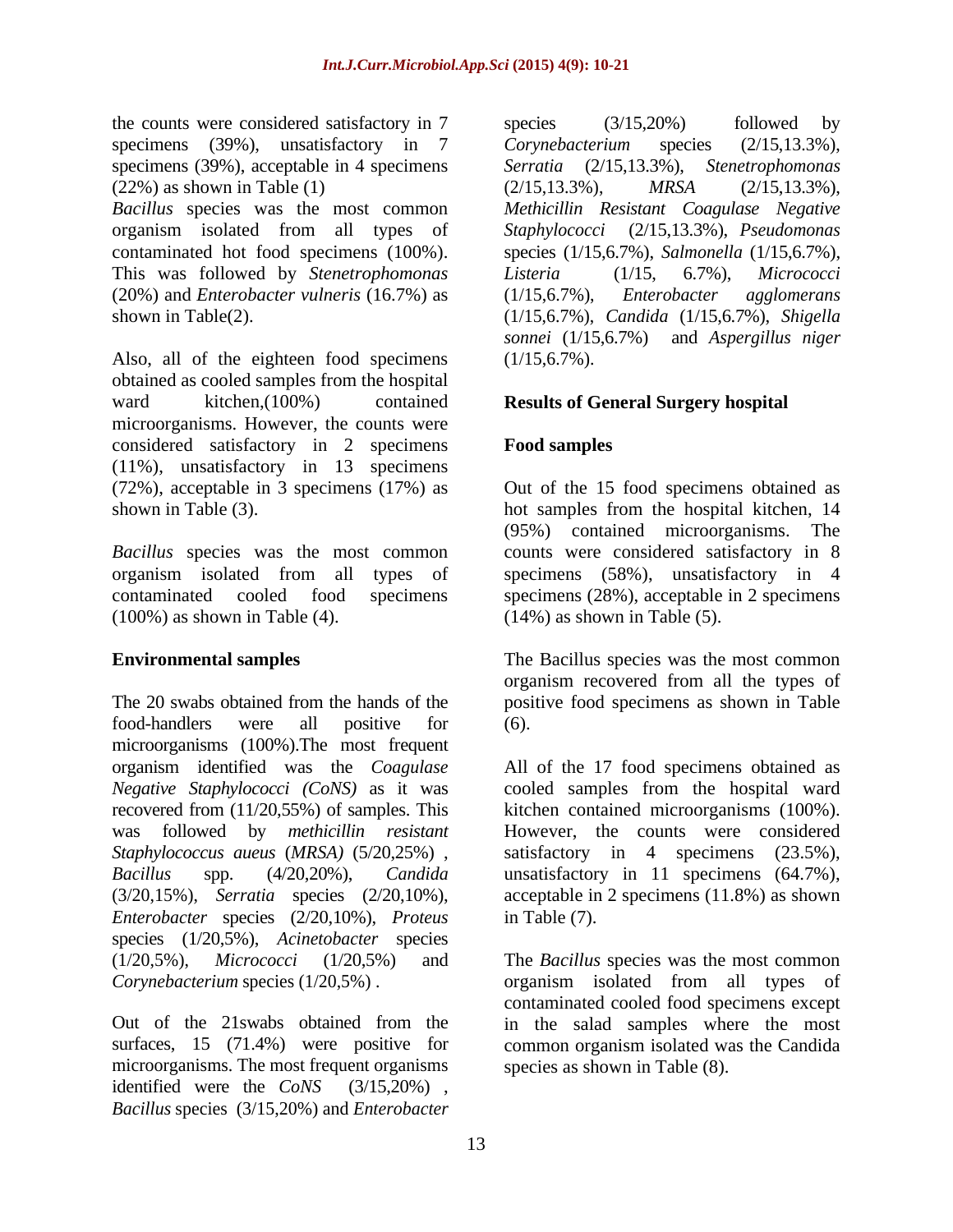the counts were considered satisfactory in 7 specimens (39%), unsatisfactory in 7 specimens (39%), acceptable in 4 specimens (22%) as shown in Table (1)

*Bacillus* species was the most common organism isolated from all types of contaminated hot food specimens (100%). This was followed by *Stenetrophomonas* (20%) and *Enterobacter vulneris* (16.7%) as shown in Table(2).

Also, all of the eighteen food specimens obtained as cooled samples from the hospital ward kitchen,(100%) contained microorganisms. However, the counts were considered satisfactory in 2 specimens (11%), unsatisfactory in 13 specimens (72%), acceptable in 3 specimens (17%) as shown in Table (3).

*Bacillus* species was the most common organism isolated from all types of contaminated cooled food specimens (100%) as shown in Table (4).

**Environmental samples**

The 20 swabs obtained from the hands of the food-handlers were all positive for microorganisms (100%).The most frequent organism identified was the *Coagulase Negative Staphylococci (CoNS)* as it was recovered from (11/20,55%) of samples. This was followed by *methicillin resistant Staphylococcus aueus* (*MRSA)* (5/20,25%) , *Bacillus* spp. (4/20,20%), *Candida* (3/20,15%), *Serratia* species (2/20,10%), *Enterobacter* species (2/20,10%), *Proteus* species (1/20,5%), *Acinetobacter* species (1/20,5%), *Micrococci* (1/20,5%) and *Corynebacterium* species (1/20,5%) .

Out of the 21swabs obtained from the surfaces, 15 (71.4%) were positive for microorganisms. The most frequent organisms identified were the *CoNS* (3/15,20%) , *Bacillus* species (3/15,20%) and *Enterobacter* species (3/15,20%) followed by *Corynebacterium* species (2/15,13.3%), *Serratia* (2/15,13.3%), *Stenetrophomonas* (2/15,13.3%), *MRSA* (2/15,13.3%), *Methicillin Resistant Coagulase Negative Staphylococci* (2/15,13.3%), *Pseudomonas* species (1/15,6.7%), *Salmonella* (1/15,6.7%), *Listeria* (1/15, 6.7%), *Micrococci* (1/15,6.7%), *Enterobacter agglomerans* (1/15,6.7%), *Candida* (1/15,6.7%), *Shigella sonnei* (1/15,6.7%) and *Aspergillus niger* (1/15,6.7%).

**Results of General Surgery hospital**

**Food samples**

Out of the 15 food specimens obtained as hot samples from the hospital kitchen, 14 (95%) contained microorganisms. The counts were considered satisfactory in 8 specimens (58%), unsatisfactory in 4 specimens (28%), acceptable in 2 specimens (14%) as shown in Table (5).

The Bacillus species was the most common organism recovered from all the types of positive food specimens as shown in Table (6).

All of the 17 food specimens obtained as cooled samples from the hospital ward kitchen contained microorganisms (100%). However, the counts were considered satisfactory in 4 specimens (23.5%), unsatisfactory in 11 specimens (64.7%), acceptable in 2 specimens (11.8%) as shown in Table (7).

The *Bacillus* species was the most common organism isolated from all types of contaminated cooled food specimens except in the salad samples where the most common organism isolated was the Candida species as shown in Table (8).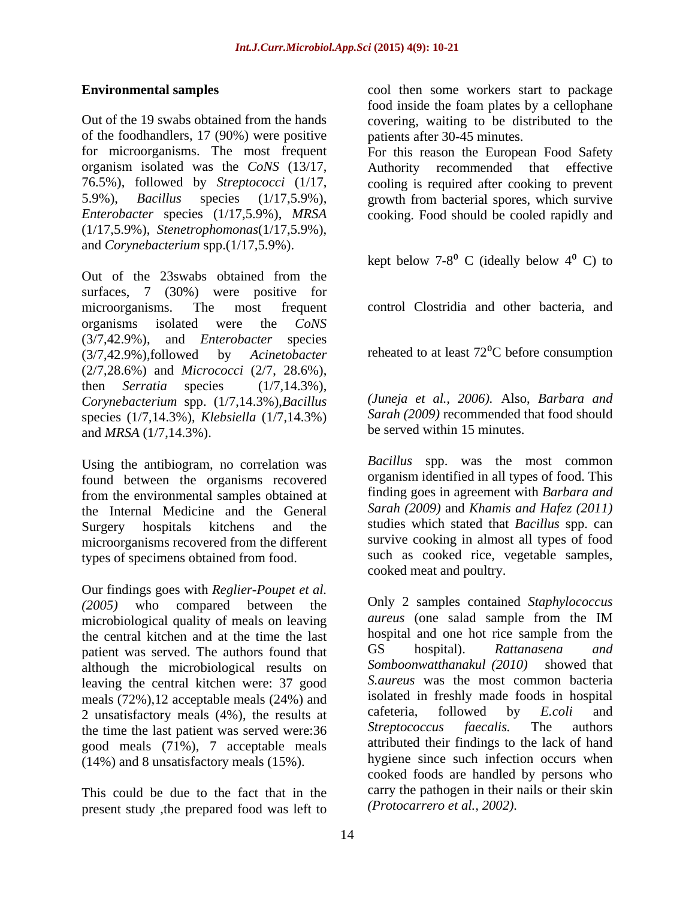**Environmental samples**

Out of the 19 swabs obtained from the hands of the foodhandlers, 17 (90%) were positive for microorganisms. The most frequent organism isolated was the *CoNS* (13/17, 76.5%), followed by *Streptococci* (1/17, 5.9%), *Bacillus* species (1/17,5.9%), *Enterobacter* species (1/17,5.9%), *MRSA* (1/17,5.9%), *Stenetrophomonas*(1/17,5.9%), and *Corynebacterium* spp.(1/17,5.9%).

Out of the 23swabs obtained from the surfaces, 7 (30%) were positive for microorganisms. The most frequent organisms isolated were the *CoNS* (3/7,42.9%), and *Enterobacter* species (3/7,42.9%),followed by *Acinetobacter* (2/7,28.6%) and *Micrococci* (2/7, 28.6%), then *Serratia* species (1/7,14.3%), *Corynebacterium* spp. (1/7,14.3%),*Bacillus* species (1/7,14.3%), *Klebsiella* (1/7,14.3%) and *MRSA* (1/7,14.3%).

Using the antibiogram, no correlation was found between the organisms recovered from the environmental samples obtained at the Internal Medicine and the General Surgery hospitals kitchens and the microorganisms recovered from the different types of specimens obtained from food.

Our findings goes with *Reglier-Poupet et al. (2005)* who compared between the microbiological quality of meals on leaving the central kitchen and at the time the last patient was served. The authors found that although the microbiological results on leaving the central kitchen were: 37 good meals (72%),12 acceptable meals (24%) and 2 unsatisfactory meals (4%), the results at the time the last patient was served were:36 good meals (71%), 7 acceptable meals (14%) and 8 unsatisfactory meals (15%).

This could be due to the fact that in the present study ,the prepared food was left to cool then some workers start to package food inside the foam plates by a cellophane covering, waiting to be distributed to the patients after 30-45 minutes.

For this reason the European Food Safety Authority recommended that effective cooling is required after cooking to prevent growth from bacterial spores, which survive cooking. Food should be cooled rapidly and kept below 7-8$^{0}$ C (ideally below 4$^{0}$ C) to control Clostridia and other bacteria, and reheated to at least 72$^{0}$C before consumption *(Juneja et al., 2006).* Also, *Barbara and Sarah (2009)* recommended that food should be served within 15 minutes.

*Bacillus* spp. was the most common organism identified in all types of food. This finding goes in agreement with *Barbara and Sarah (2009)* and *Khamis and Hafez (2011)* studies which stated that *Bacillus* spp. can survive cooking in almost all types of food such as cooked rice, vegetable samples, cooked meat and poultry.

Only 2 samples contained *Staphylococcus aureus* (one salad sample from the IM hospital and one hot rice sample from the GS hospital). *Rattanasena and Somboonwatthanakul (2010)* showed that *S.aureus* was the most common bacteria isolated in freshly made foods in hospital cafeteria, followed by *E.coli* and *Streptococcus faecalis.* The authors attributed their findings to the lack of hand hygiene since such infection occurs when cooked foods are handled by persons who carry the pathogen in their nails or their skin *(Protocarrero et al., 2002).*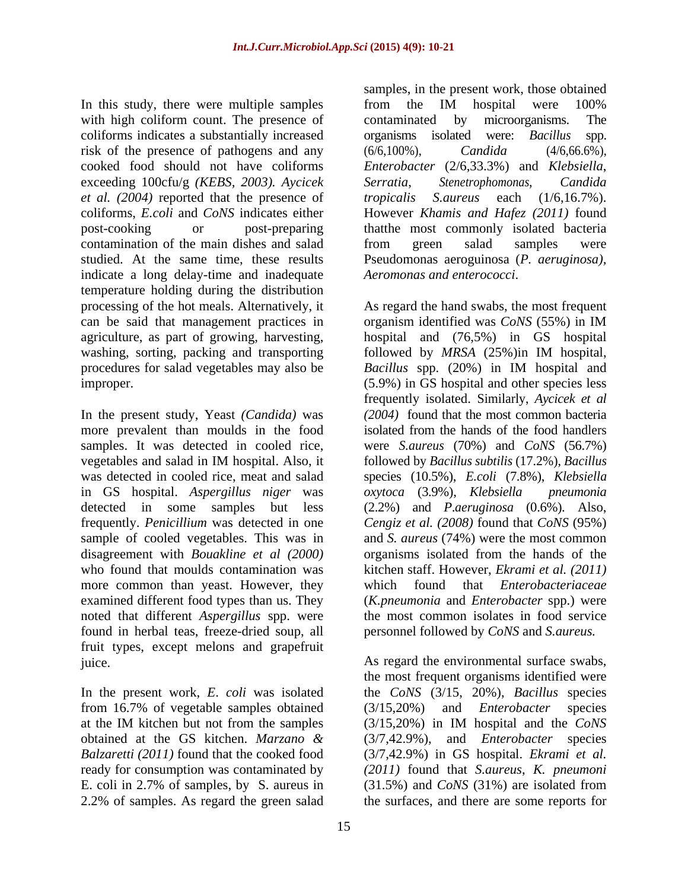In this study, there were multiple samples with high coliform count. The presence of coliforms indicates a substantially increased risk of the presence of pathogens and any cooked food should not have coliforms exceeding 100cfu/g *(KEBS, 2003). Aycicek et al. (2004)* reported that the presence of coliforms, *E.coli* and *CoNS* indicates either post-cooking or post-preparing contamination of the main dishes and salad studied. At the same time, these results indicate a long delay-time and inadequate temperature holding during the distribution processing of the hot meals. Alternatively, it can be said that management practices in agriculture, as part of growing, harvesting, washing, sorting, packing and transporting procedures for salad vegetables may also be improper.

In the present study, Yeast *(Candida)* was more prevalent than moulds in the food samples. It was detected in cooled rice, vegetables and salad in IM hospital. Also, it was detected in cooled rice, meat and salad in GS hospital. *Aspergillus niger* was detected in some samples but less frequently. *Penicillium* was detected in one sample of cooled vegetables. This was in disagreement with *Bouakline et al (2000)* who found that moulds contamination was more common than yeast. However, they examined different food types than us. They noted that different *Aspergillus* spp. were found in herbal teas, freeze-dried soup, all fruit types, except melons and grapefruit juice.

In the present work, *E. coli* was isolated from 16.7% of vegetable samples obtained at the IM kitchen but not from the samples obtained at the GS kitchen. *Marzano & Balzaretti (2011)* found that the cooked food ready for consumption was contaminated by E. coli in 2.7% of samples, by S. aureus in 2.2% of samples. As regard the green salad samples, in the present work, those obtained from the IM hospital were 100% contaminated by microorganisms. The organisms isolated were: *Bacillus* spp. (6/6,100%), *Candida* (4/6,66.6%), *Enterobacter* (2/6,33.3%) and *Klebsiella*, *Serratia*, *Stenetrophomonas*, *Candida tropicalis S.aureus* each (1/6,16.7%). However *Khamis and Hafez (2011)* found thatthe most commonly isolated bacteria from green salad samples were Pseudomonas aeroguinosa (*P. aeruginosa), Aeromonas and enterococci*.

As regard the hand swabs, the most frequent organism identified was *CoNS* (55%) in IM hospital and (76,5%) in GS hospital followed by *MRSA* (25%)in IM hospital, *Bacillus* spp. (20%) in IM hospital and (5.9%) in GS hospital and other species less frequently isolated. Similarly, *Aycicek et al (2004)* found that the most common bacteria isolated from the hands of the food handlers were *S.aureus* (70%) and *CoNS* (56.7%) followed by *Bacillus subtilis* (17.2%), *Bacillus* species (10.5%), *E.coli* (7.8%), *Klebsiella oxytoca* (3.9%), *Klebsiella pneumonia* (2.2%) and *P.aeruginosa* (0.6%). Also, *Cengiz et al. (2008)* found that *CoNS* (95%) and *S. aureus* (74%) were the most common organisms isolated from the hands of the kitchen staff. However, *Ekrami et al. (2011)* which found that *Enterobacteriaceae* (*K.pneumonia* and *Enterobacter* spp.) were the most common isolates in food service personnel followed by *CoNS* and *S.aureus.*

As regard the environmental surface swabs, the most frequent organisms identified were the *CoNS* (3/15, 20%), *Bacillus* species (3/15,20%) and *Enterobacter* species (3/15,20%) in IM hospital and the *CoNS* (3/7,42.9%), and *Enterobacter* species (3/7,42.9%) in GS hospital. *Ekrami et al. (2011)* found that *S.aureus*, *K. pneumoni* (31.5%) and *CoNS* (31%) are isolated from the surfaces, and there are some reports for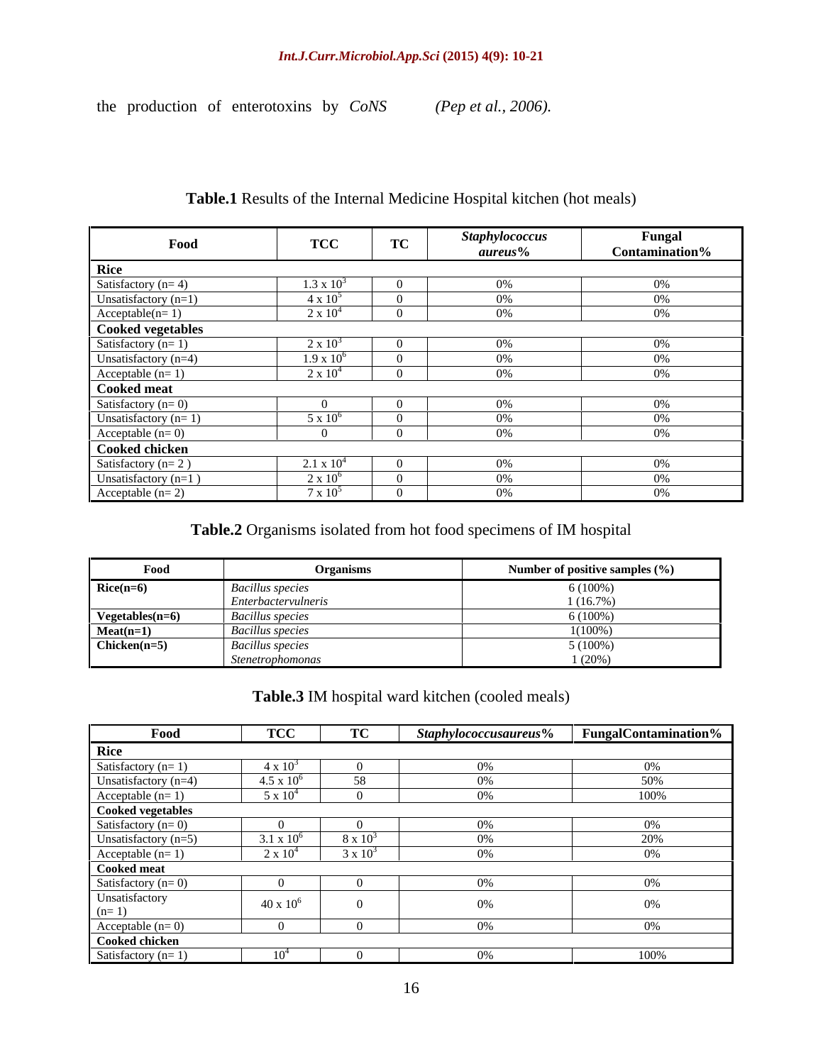the production of enterotoxins by *CoNS* *(Pep et al., 2006).*

**Table.1** Results of the Internal Medicine Hospital kitchen (hot meals)

| Food | TCC | TC | *Staphylococcus aureus*% | Fungal Contamination% |
|---|---|---|---|---|
| **Rice** | | | | |
| Satisfactory (n= 4) | $1.3 \times 10^3$ | 0 | 0% | 0% |
| Unsatisfactory (n=1) | $4 \times 10^5$ | 0 | 0% | 0% |
| Acceptable(n= 1) | $2 \times 10^4$ | 0 | 0% | 0% |
| **Cooked vegetables** | | | | |
| Satisfactory (n= 1) | $2 \times 10^3$ | 0 | 0% | 0% |
| Unsatisfactory (n=4) | $1.9 \times 10^6$ | 0 | 0% | 0% |
| Acceptable (n= 1) | $2 \times 10^4$ | 0 | 0% | 0% |
| **Cooked meat** | | | | |
| Satisfactory (n= 0) | 0 | 0 | 0% | 0% |
| Unsatisfactory (n= 1) | $5 \times 10^6$ | 0 | 0% | 0% |
| Acceptable (n= 0) | 0 | 0 | 0% | 0% |
| **Cooked chicken** | | | | |
| Satisfactory (n= 2 ) | $2.1 \times 10^4$ | 0 | 0% | 0% |
| Unsatisfactory (n=1 ) | $2 \times 10^6$ | 0 | 0% | 0% |
| Acceptable (n= 2) | $7 \times 10^5$ | 0 | 0% | 0% |

**Table.2** Organisms isolated from hot food specimens of IM hospital

| Food | Organisms | Number of positive samples (%) |
|---|---|---|
| **Rice(n=6)** | *Bacillus species* | 6 (100%) |
| | *Enterbactervulneris* | 1 (16.7%) |
| **Vegetables(n=6)** | *Bacillus species* | 6 (100%) |
| **Meat(n=1)** | *Bacillus species* | 1(100%) |
| **Chicken(n=5)** | *Bacillus species* | 5 (100%) |
| | *Stenetrophomonas* | 1 (20%) |

**Table.3** IM hospital ward kitchen (cooled meals)

| Food | TCC | TC | *Staphylococcusaureus*% | FungalContamination% |
|---|---|---|---|---|
| **Rice** | | | | |
| Satisfactory (n= 1) | $4 \times 10^3$ | 0 | 0% | 0% |
| Unsatisfactory (n=4) | $4.5 \times 10^6$ | 58 | 0% | 50% |
| Acceptable (n= 1) | $5 \times 10^4$ | 0 | 0% | 100% |
| **Cooked vegetables** | | | | |
| Satisfactory (n= 0) | 0 | 0 | 0% | 0% |
| Unsatisfactory (n=5) | $3.1 \times 10^6$ | $8 \times 10^3$ | 0% | 20% |
| Acceptable (n= 1) | $2 \times 10^4$ | $3 \times 10^3$ | 0% | 0% |
| **Cooked meat** | | | | |
| Satisfactory (n= 0) | 0 | 0 | 0% | 0% |
| Unsatisfactory (n= 1) | $40 \times 10^6$ | 0 | 0% | 0% |
| Acceptable (n= 0) | 0 | 0 | 0% | 0% |
| **Cooked chicken** | | | | |
| Satisfactory (n= 1) | $10^4$ | 0 | 0% | 100% |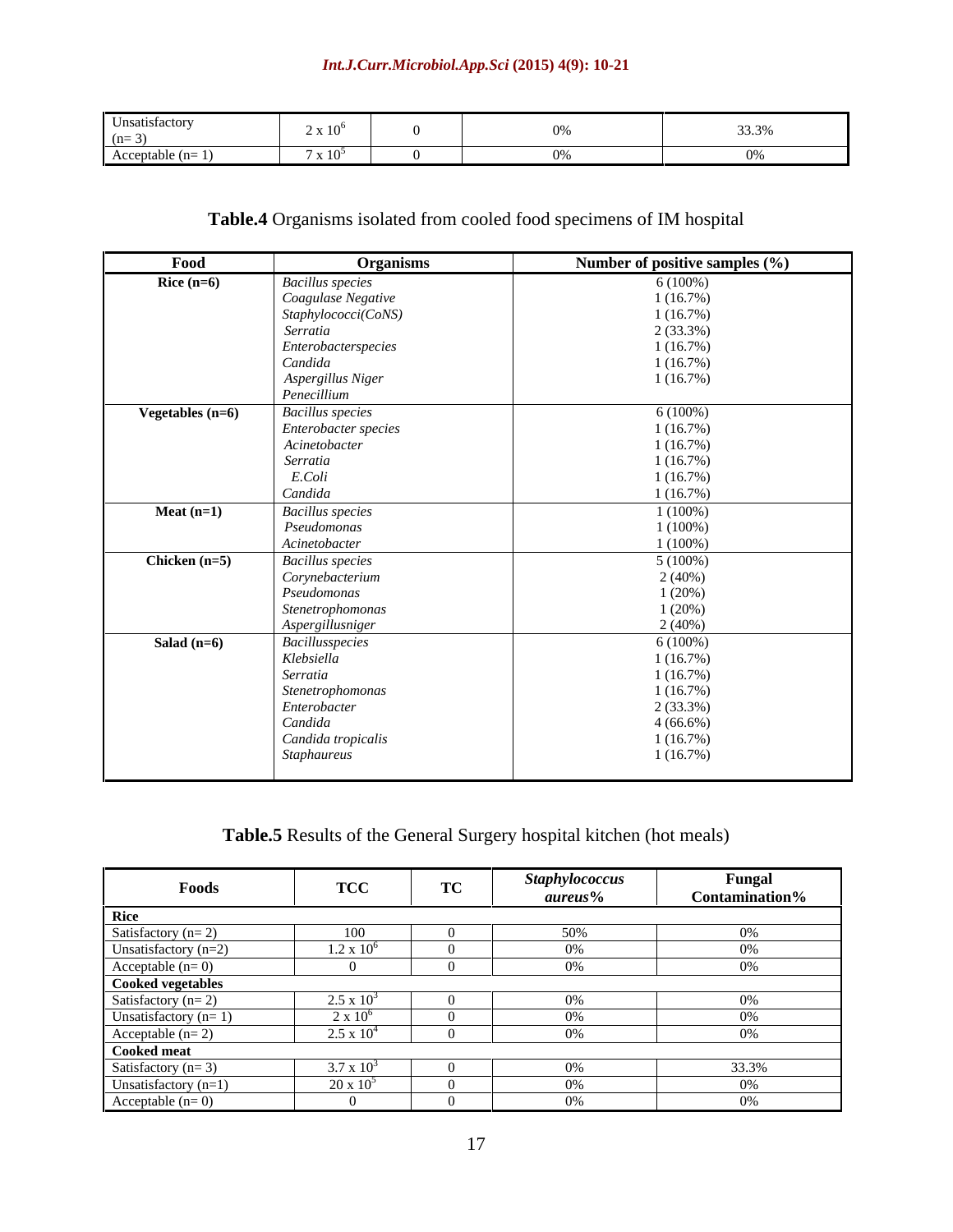| Unsatisfactory (n= 3) | $2 \times 10^6$ | 0 | 0% | 33.3% |
|---|---|---|---|---|
| Acceptable (n= 1) | $7 \times 10^5$ | 0 | 0% | 0% |

**Table.4** Organisms isolated from cooled food specimens of IM hospital

| Food | Organisms | Number of positive samples (%) |
|---|---|---|
| **Rice (n=6)** | *Bacillus species* | 6 (100%) |
| | *Coagulase Negative Staphylococci(CoNS)* | 1 (16.7%) |
| | *Serratia* | 1 (16.7%) |
| | *Enterobacterspecies* | 2 (33.3%) |
| | *Candida* | 1 (16.7%) |
| | *Aspergillus Niger* | 1 (16.7%) |
| | *Penecillium* | 1 (16.7%) |
| **Vegetables (n=6)** | *Bacillus species* | 6 (100%) |
| | *Enterobacter species* | 1 (16.7%) |
| | *Acinetobacter* | 1 (16.7%) |
| | *Serratia* | 1 (16.7%) |
| | *E.Coli* | 1 (16.7%) |
| | *Candida* | 1 (16.7%) |
| **Meat (n=1)** | *Bacillus species* | 1 (100%) |
| | *Pseudomonas* | 1 (100%) |
| | *Acinetobacter* | 1 (100%) |
| **Chicken (n=5)** | *Bacillus species* | 5 (100%) |
| | *Corynebacterium* | 2 (40%) |
| | *Pseudomonas* | 1 (20%) |
| | *Stenetrophomonas* | 1 (20%) |
| | *Aspergillusniger* | 2 (40%) |
| **Salad (n=6)** | *Bacillusspecies* | 6 (100%) |
| | *Klebsiella* | 1 (16.7%) |
| | *Serratia* | 1 (16.7%) |
| | *Stenetrophomonas* | 1 (16.7%) |
| | *Enterobacter* | 2 (33.3%) |
| | *Candida* | 4 (66.6%) |
| | *Candida tropicalis* | 1 (16.7%) |
| | *Staphaureus* | 1 (16.7%) |

**Table.5** Results of the General Surgery hospital kitchen (hot meals)

| Foods | TCC | TC | *Staphylococcus aureus*% | Fungal Contamination% |
|---|---|---|---|---|
| **Rice** | | | | |
| Satisfactory (n= 2) | 100 | 0 | 50% | 0% |
| Unsatisfactory (n=2) | $1.2 \times 10^6$ | 0 | 0% | 0% |
| Acceptable (n= 0) | 0 | 0 | 0% | 0% |
| **Cooked vegetables** | | | | |
| Satisfactory (n= 2) | $2.5 \times 10^3$ | 0 | 0% | 0% |
| Unsatisfactory (n= 1) | $2 \times 10^6$ | 0 | 0% | 0% |
| Acceptable (n= 2) | $2.5 \times 10^4$ | 0 | 0% | 0% |
| **Cooked meat** | | | | |
| Satisfactory (n= 3) | $3.7 \times 10^3$ | 0 | 0% | 33.3% |
| Unsatisfactory (n=1) | $20 \times 10^5$ | 0 | 0% | 0% |
| Acceptable (n= 0) | 0 | 0 | 0% | 0% |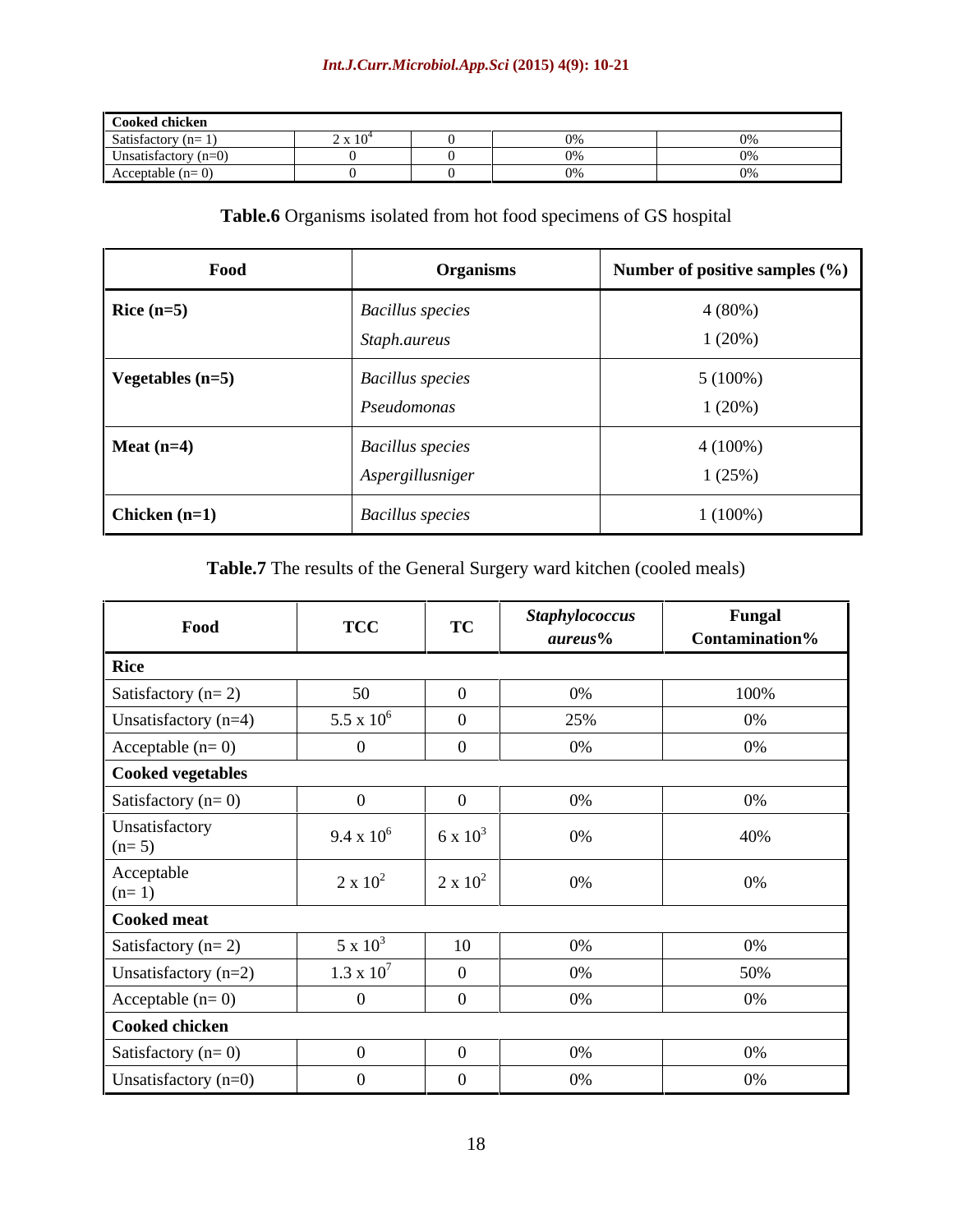| Cooked chicken | | | | |
|---|---|---|---|---|
| Satisfactory (n= 1) | 2 x $10^4$ | 0 | 0% | 0% |
| Unsatisfactory (n=0) | 0 | 0 | 0% | 0% |
| Acceptable (n= 0) | 0 | 0 | 0% | 0% |

**Table.6** Organisms isolated from hot food specimens of GS hospital

| Food | Organisms | Number of positive samples (%) |
|---|---|---|
| **Rice (n=5)** | *Bacillus species* | 4 (80%) |
| | *Staph.aureus* | 1 (20%) |
| **Vegetables (n=5)** | *Bacillus species* | 5 (100%) |
| | *Pseudomonas* | 1 (20%) |
| **Meat (n=4)** | *Bacillus species* | 4 (100%) |
| | *Aspergillusniger* | 1 (25%) |
| **Chicken (n=1)** | *Bacillus species* | 1 (100%) |

**Table.7** The results of the General Surgery ward kitchen (cooled meals)

| Food | TCC | TC | *Staphylococcus aureus*% | Fungal Contamination% |
|---|---|---|---|---|
| **Rice** | | | | |
| Satisfactory (n= 2) | 50 | 0 | 0% | 100% |
| Unsatisfactory (n=4) | 5.5 x $10^6$ | 0 | 25% | 0% |
| Acceptable (n= 0) | 0 | 0 | 0% | 0% |
| **Cooked vegetables** | | | | |
| Satisfactory (n= 0) | 0 | 0 | 0% | 0% |
| Unsatisfactory (n= 5) | 9.4 x $10^6$ | 6 x $10^3$ | 0% | 40% |
| Acceptable (n= 1) | 2 x $10^2$ | 2 x $10^2$ | 0% | 0% |
| **Cooked meat** | | | | |
| Satisfactory (n= 2) | 5 x $10^3$ | 10 | 0% | 0% |
| Unsatisfactory (n=2) | 1.3 x $10^7$ | 0 | 0% | 50% |
| Acceptable (n= 0) | 0 | 0 | 0% | 0% |
| **Cooked chicken** | | | | |
| Satisfactory (n= 0) | 0 | 0 | 0% | 0% |
| Unsatisfactory (n=0) | 0 | 0 | 0% | 0% |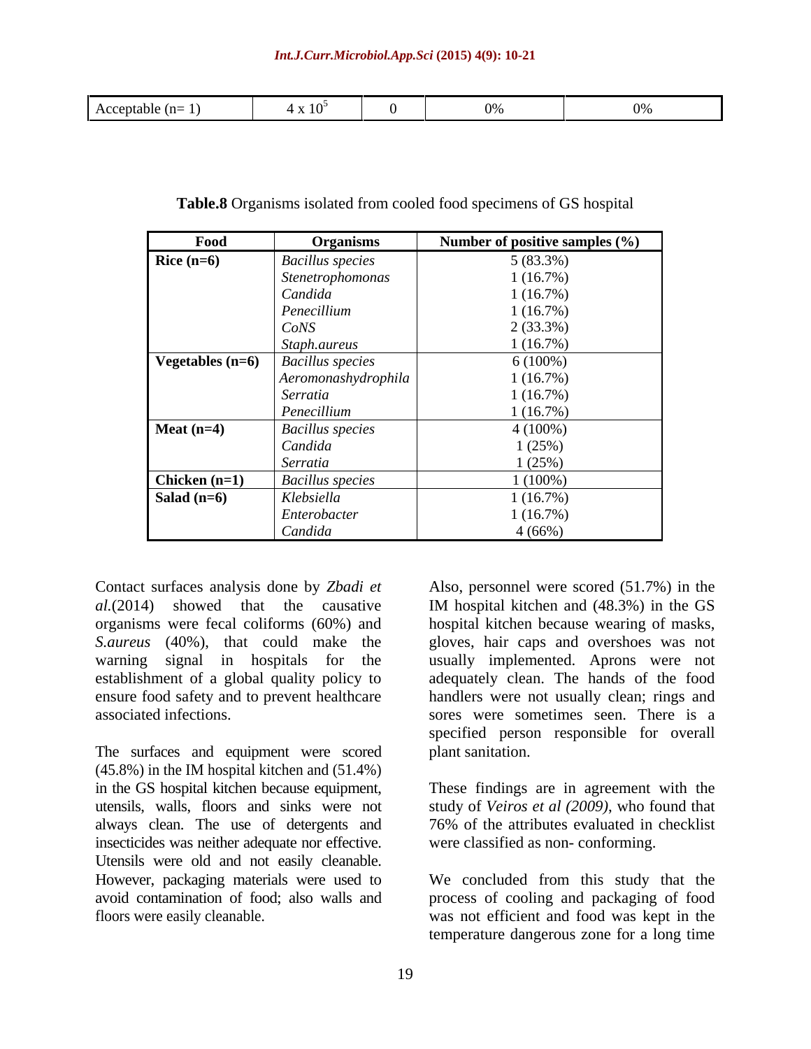| Acceptable (n= 1) | $4 \times 10^5$ | 0 | 0% | 0% |
|---|---|---|---|---|

**Table.8** Organisms isolated from cooled food specimens of GS hospital

| Food | Organisms | Number of positive samples (%) |
|---|---|---|
| **Rice (n=6)** | *Bacillus species* | 5 (83.3%) |
| | *Stenetrophomonas* | 1 (16.7%) |
| | *Candida* | 1 (16.7%) |
| | *Penecillium* | 1 (16.7%) |
| | *CoNS* | 2 (33.3%) |
| | *Staph.aureus* | 1 (16.7%) |
| **Vegetables (n=6)** | *Bacillus species* | 6 (100%) |
| | *Aeromonashydrophila* | 1 (16.7%) |
| | *Serratia* | 1 (16.7%) |
| | *Penecillium* | 1 (16.7%) |
| **Meat (n=4)** | *Bacillus species* | 4 (100%) |
| | *Candida* | 1 (25%) |
| | *Serratia* | 1 (25%) |
| **Chicken (n=1)** | *Bacillus species* | 1 (100%) |
| **Salad (n=6)** | *Klebsiella* | 1 (16.7%) |
| | *Enterobacter* | 1 (16.7%) |
| | *Candida* | 4 (66%) |

Contact surfaces analysis done by *Zbadi et al.*(2014) showed that the causative organisms were fecal coliforms (60%) and *S.aureus* (40%), that could make the warning signal in hospitals for the establishment of a global quality policy to ensure food safety and to prevent healthcare associated infections.

The surfaces and equipment were scored (45.8%) in the IM hospital kitchen and (51.4%) in the GS hospital kitchen because equipment, utensils, walls, floors and sinks were not always clean. The use of detergents and insecticides was neither adequate nor effective. Utensils were old and not easily cleanable. However, packaging materials were used to avoid contamination of food; also walls and floors were easily cleanable.

Also, personnel were scored (51.7%) in the IM hospital kitchen and (48.3%) in the GS hospital kitchen because wearing of masks, gloves, hair caps and overshoes was not usually implemented. Aprons were not adequately clean. The hands of the food handlers were not usually clean; rings and sores were sometimes seen. There is a specified person responsible for overall plant sanitation.

These findings are in agreement with the study of *Veiros et al (2009)*, who found that 76% of the attributes evaluated in checklist were classified as non- conforming.

We concluded from this study that the process of cooling and packaging of food was not efficient and food was kept in the temperature dangerous zone for a long time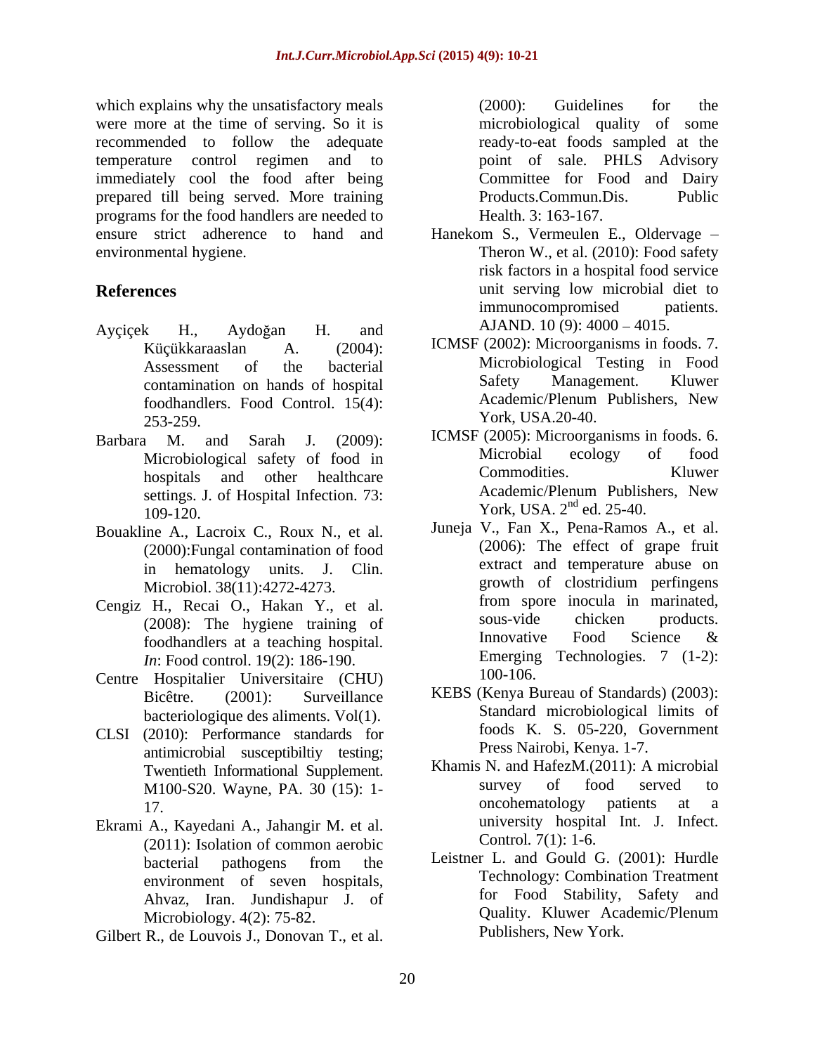which explains why the unsatisfactory meals were more at the time of serving. So it is recommended to follow the adequate temperature control regimen and to immediately cool the food after being prepared till being served. More training programs for the food handlers are needed to ensure strict adherence to hand and environmental hygiene.

## References

Ayçiçek H., Aydoğan H. and Küçükkaraaslan A. (2004): Assessment of the bacterial contamination on hands of hospital foodhandlers. Food Control. 15(4): 253-259.

Barbara M. and Sarah J. (2009): Microbiological safety of food in hospitals and other healthcare settings. J. of Hospital Infection. 73: 109-120.

Bouakline A., Lacroix C., Roux N., et al. (2000):Fungal contamination of food in hematology units. J. Clin. Microbiol. 38(11):4272-4273.

Cengiz H., Recai O., Hakan Y., et al. (2008): The hygiene training of foodhandlers at a teaching hospital. *In*: Food control. 19(2): 186-190.

Centre Hospitalier Universitaire (CHU) Bicêtre. (2001): Surveillance bacteriologique des aliments. Vol(1).

CLSI (2010): Performance standards for antimicrobial susceptibiltiy testing; Twentieth Informational Supplement. M100-S20. Wayne, PA. 30 (15): 1-17.

Ekrami A., Kayedani A., Jahangir M. et al. (2011): Isolation of common aerobic bacterial pathogens from the environment of seven hospitals, Ahvaz, Iran. Jundishapur J. of Microbiology. 4(2): 75-82.

Gilbert R., de Louvois J., Donovan T., et al. (2000): Guidelines for the microbiological quality of some ready-to-eat foods sampled at the point of sale. PHLS Advisory Committee for Food and Dairy Products.Commun.Dis. Public Health. 3: 163-167.

Hanekom S., Vermeulen E., Oldervage – Theron W., et al. (2010): Food safety risk factors in a hospital food service unit serving low microbial diet to immunocompromised patients. AJAND. 10 (9): 4000 – 4015.

ICMSF (2002): Microorganisms in foods. 7. Microbiological Testing in Food Safety Management. Kluwer Academic/Plenum Publishers, New York, USA.20-40.

ICMSF (2005): Microorganisms in foods. 6. Microbial ecology of food Commodities. Kluwer Academic/Plenum Publishers, New York, USA. 2nd ed. 25-40.

Juneja V., Fan X., Pena-Ramos A., et al. (2006): The effect of grape fruit extract and temperature abuse on growth of clostridium perfingens from spore inocula in marinated, sous-vide chicken products. Innovative Food Science & Emerging Technologies. 7 (1-2): 100-106.

KEBS (Kenya Bureau of Standards) (2003): Standard microbiological limits of foods K. S. 05-220, Government Press Nairobi, Kenya. 1-7.

Khamis N. and HafezM.(2011): A microbial survey of food served to oncohematology patients at a university hospital Int. J. Infect. Control. 7(1): 1-6.

Leistner L. and Gould G. (2001): Hurdle Technology: Combination Treatment for Food Stability, Safety and Quality. Kluwer Academic/Plenum Publishers, New York.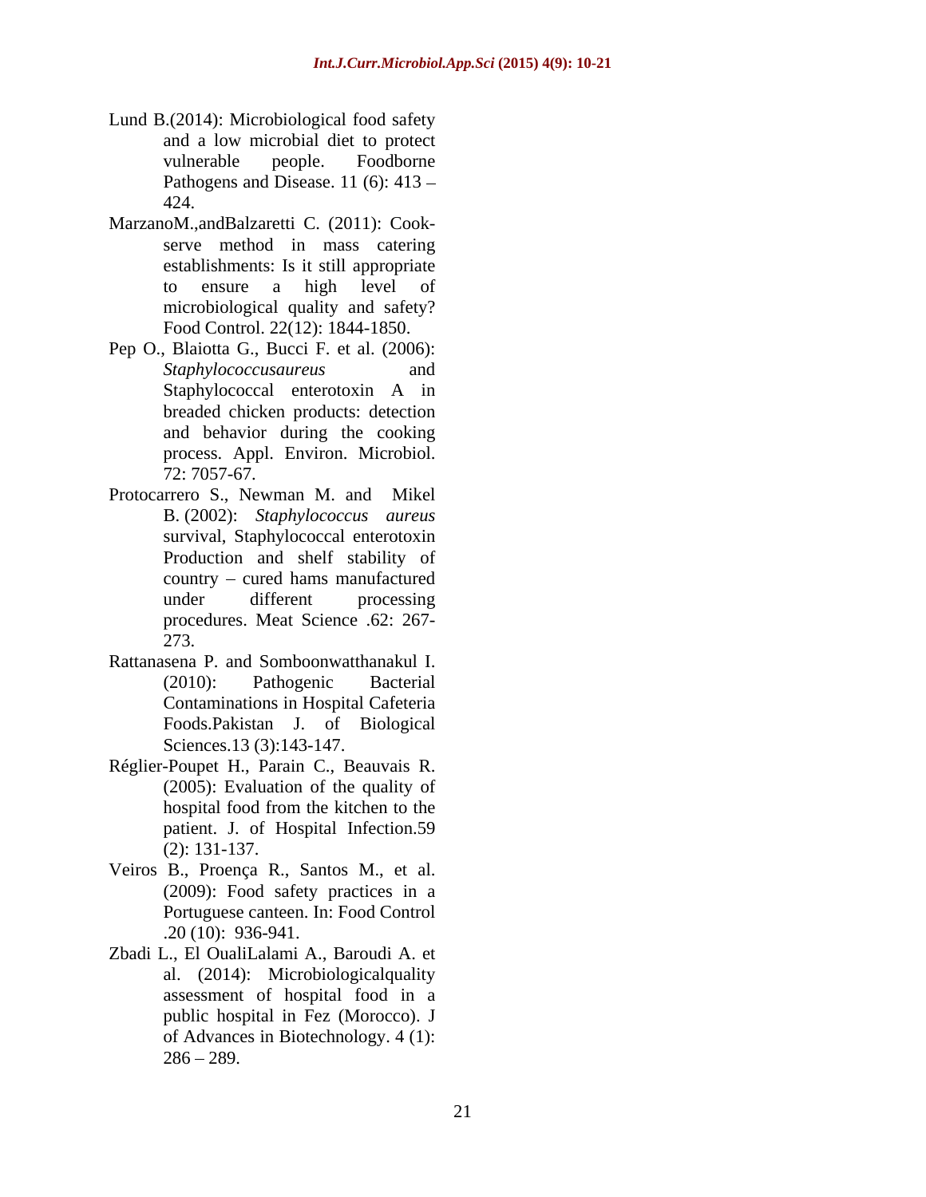Lund B.(2014): Microbiological food safety and a low microbial diet to protect vulnerable people. Foodborne Pathogens and Disease. 11 (6): 413 – 424.

MarzanoM.,andBalzaretti C. (2011): Cook-serve method in mass catering establishments: Is it still appropriate to ensure a high level of microbiological quality and safety? Food Control. 22(12): 1844-1850.

Pep O., Blaiotta G., Bucci F. et al. (2006): *Staphylococcusaureus* and Staphylococcal enterotoxin A in breaded chicken products: detection and behavior during the cooking process. Appl. Environ. Microbiol. 72: 7057-67.

Protocarrero S., Newman M. and Mikel B. (2002): *Staphylococcus aureus* survival, Staphylococcal enterotoxin Production and shelf stability of country – cured hams manufactured under different processing procedures. Meat Science .62: 267-273.

Rattanasena P. and Somboonwatthanakul I. (2010): Pathogenic Bacterial Contaminations in Hospital Cafeteria Foods.Pakistan J. of Biological Sciences.13 (3):143-147.

Réglier-Poupet H., Parain C., Beauvais R. (2005): Evaluation of the quality of hospital food from the kitchen to the patient. J. of Hospital Infection.59 (2): 131-137.

Veiros B., Proença R., Santos M., et al. (2009): Food safety practices in a Portuguese canteen. In: Food Control .20 (10): 936-941.

Zbadi L., El OualiLalami A., Baroudi A. et al. (2014): Microbiologicalquality assessment of hospital food in a public hospital in Fez (Morocco). J of Advances in Biotechnology. 4 (1): 286 – 289.